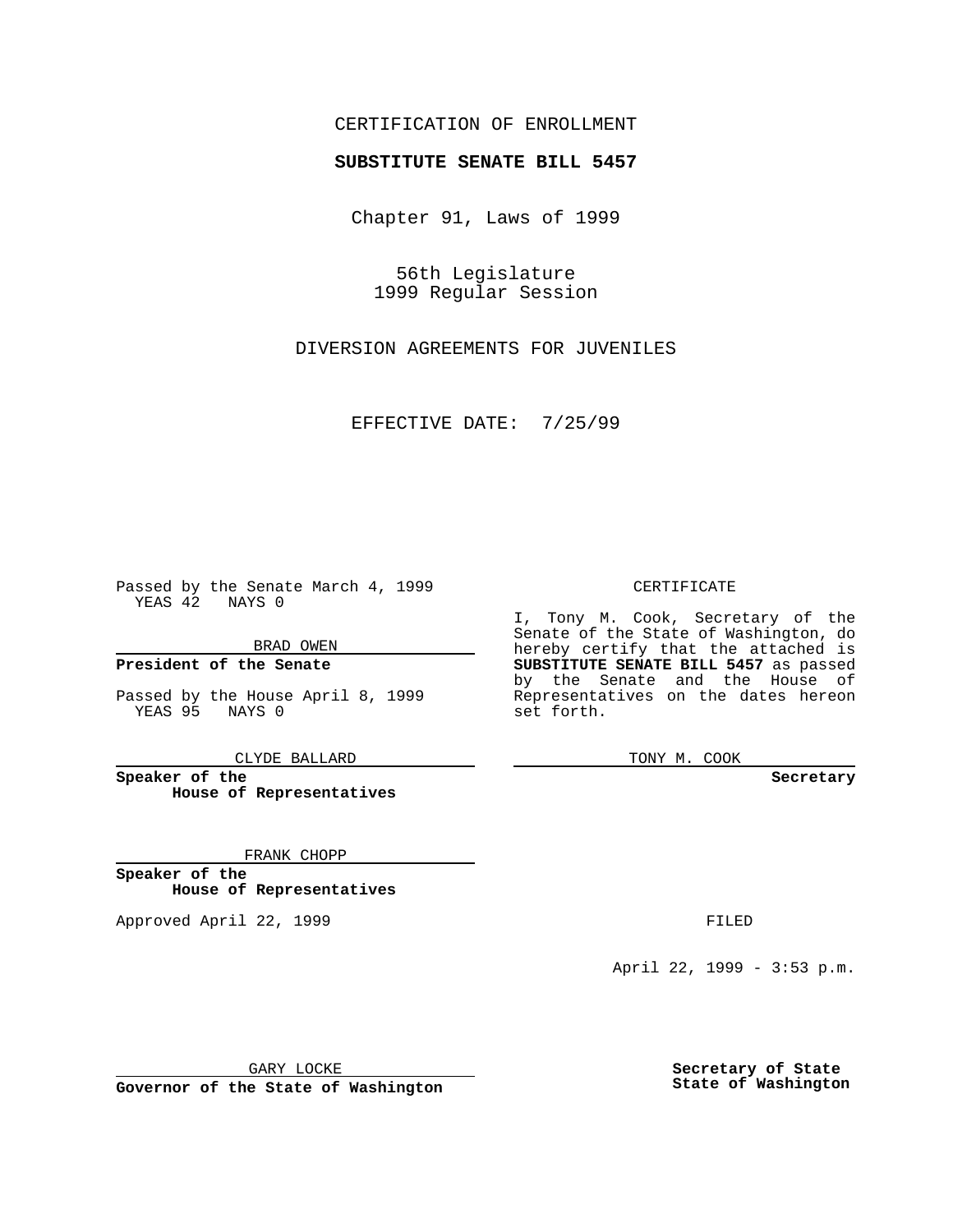CERTIFICATION OF ENROLLMENT

**SUBSTITUTE SENATE BILL 5457**

Chapter 91, Laws of 1999

56th Legislature
1999 Regular Session

DIVERSION AGREEMENTS FOR JUVENILES

EFFECTIVE DATE: 7/25/99

Passed by the Senate March 4, 1999
YEAS 42 NAYS 0

BRAD OWEN

**President of the Senate**

Passed by the House April 8, 1999
YEAS 95 NAYS 0

CLYDE BALLARD

**Speaker of the House of Representatives**

FRANK CHOPP

**Speaker of the House of Representatives**

Approved April 22, 1999

GARY LOCKE

**Governor of the State of Washington**

CERTIFICATE

I, Tony M. Cook, Secretary of the Senate of the State of Washington, do hereby certify that the attached is **SUBSTITUTE SENATE BILL 5457** as passed by the Senate and the House of Representatives on the dates hereon set forth.

TONY M. COOK

**Secretary**

FILED

April 22, 1999 - 3:53 p.m.

**Secretary of State**
**State of Washington**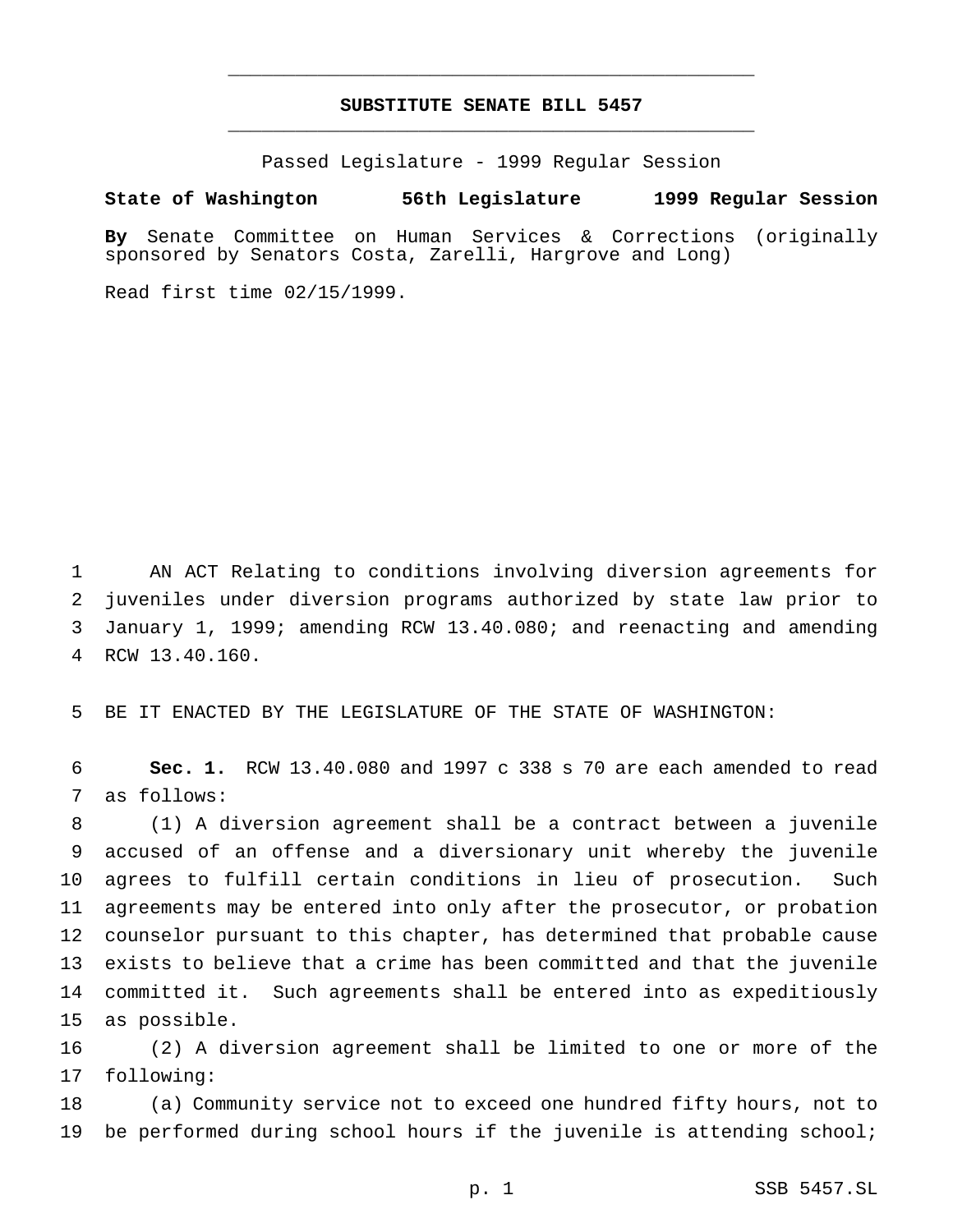# SUBSTITUTE SENATE BILL 5457

Passed Legislature - 1999 Regular Session

**State of Washington 56th Legislature 1999 Regular Session**

**By** Senate Committee on Human Services & Corrections (originally sponsored by Senators Costa, Zarelli, Hargrove and Long)

Read first time 02/15/1999.

AN ACT Relating to conditions involving diversion agreements for juveniles under diversion programs authorized by state law prior to January 1, 1999; amending RCW 13.40.080; and reenacting and amending RCW 13.40.160.

BE IT ENACTED BY THE LEGISLATURE OF THE STATE OF WASHINGTON:

**Sec. 1.** RCW 13.40.080 and 1997 c 338 s 70 are each amended to read as follows:

(1) A diversion agreement shall be a contract between a juvenile accused of an offense and a diversionary unit whereby the juvenile agrees to fulfill certain conditions in lieu of prosecution. Such agreements may be entered into only after the prosecutor, or probation counselor pursuant to this chapter, has determined that probable cause exists to believe that a crime has been committed and that the juvenile committed it. Such agreements shall be entered into as expeditiously as possible.

(2) A diversion agreement shall be limited to one or more of the following:

(a) Community service not to exceed one hundred fifty hours, not to be performed during school hours if the juvenile is attending school;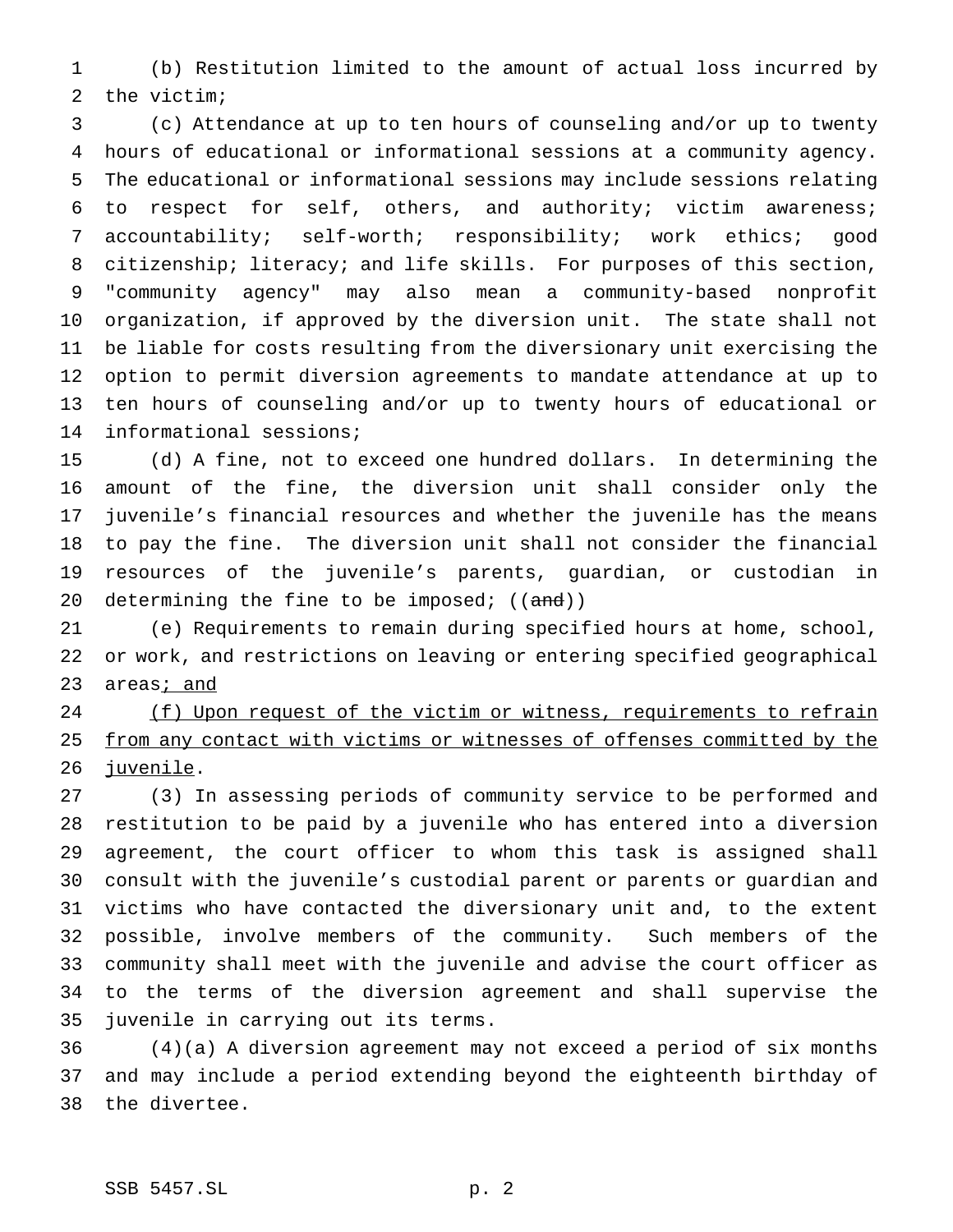(b) Restitution limited to the amount of actual loss incurred by the victim;

(c) Attendance at up to ten hours of counseling and/or up to twenty hours of educational or informational sessions at a community agency. The educational or informational sessions may include sessions relating to respect for self, others, and authority; victim awareness; accountability; self-worth; responsibility; work ethics; good citizenship; literacy; and life skills. For purposes of this section, "community agency" may also mean a community-based nonprofit organization, if approved by the diversion unit. The state shall not be liable for costs resulting from the diversionary unit exercising the option to permit diversion agreements to mandate attendance at up to ten hours of counseling and/or up to twenty hours of educational or informational sessions;

(d) A fine, not to exceed one hundred dollars. In determining the amount of the fine, the diversion unit shall consider only the juvenile's financial resources and whether the juvenile has the means to pay the fine. The diversion unit shall not consider the financial resources of the juvenile's parents, guardian, or custodian in determining the fine to be imposed; ((~~and~~))

(e) Requirements to remain during specified hours at home, school, or work, and restrictions on leaving or entering specified geographical areas<u>; and</u>

<u>(f) Upon request of the victim or witness, requirements to refrain from any contact with victims or witnesses of offenses committed by the juvenile</u>.

(3) In assessing periods of community service to be performed and restitution to be paid by a juvenile who has entered into a diversion agreement, the court officer to whom this task is assigned shall consult with the juvenile's custodial parent or parents or guardian and victims who have contacted the diversionary unit and, to the extent possible, involve members of the community. Such members of the community shall meet with the juvenile and advise the court officer as to the terms of the diversion agreement and shall supervise the juvenile in carrying out its terms.

(4)(a) A diversion agreement may not exceed a period of six months and may include a period extending beyond the eighteenth birthday of the divertee.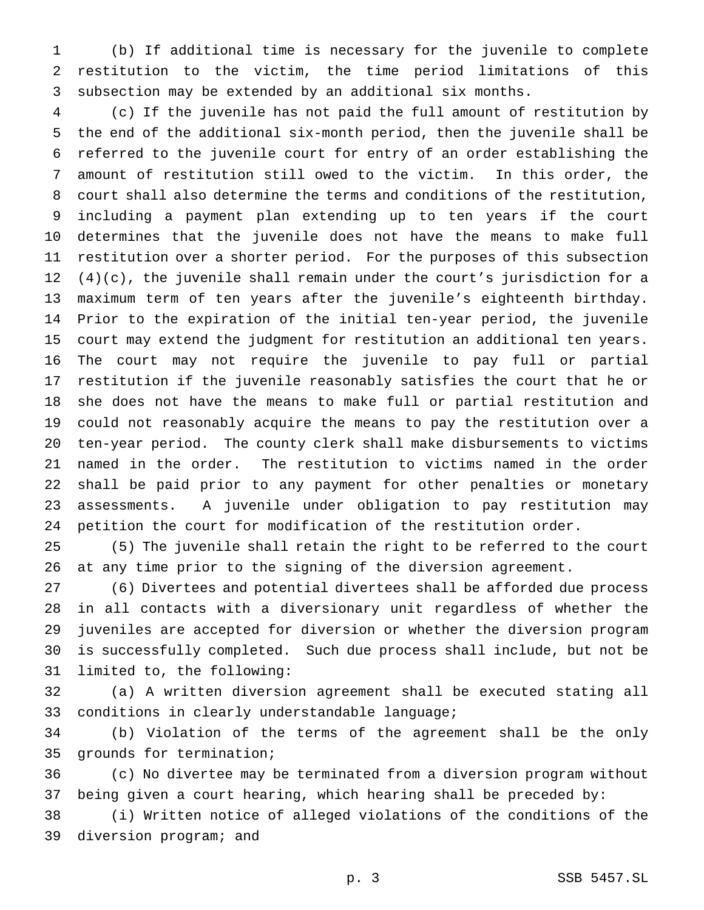(b) If additional time is necessary for the juvenile to complete restitution to the victim, the time period limitations of this subsection may be extended by an additional six months.

(c) If the juvenile has not paid the full amount of restitution by the end of the additional six-month period, then the juvenile shall be referred to the juvenile court for entry of an order establishing the amount of restitution still owed to the victim. In this order, the court shall also determine the terms and conditions of the restitution, including a payment plan extending up to ten years if the court determines that the juvenile does not have the means to make full restitution over a shorter period. For the purposes of this subsection (4)(c), the juvenile shall remain under the court's jurisdiction for a maximum term of ten years after the juvenile's eighteenth birthday. Prior to the expiration of the initial ten-year period, the juvenile court may extend the judgment for restitution an additional ten years. The court may not require the juvenile to pay full or partial restitution if the juvenile reasonably satisfies the court that he or she does not have the means to make full or partial restitution and could not reasonably acquire the means to pay the restitution over a ten-year period. The county clerk shall make disbursements to victims named in the order. The restitution to victims named in the order shall be paid prior to any payment for other penalties or monetary assessments. A juvenile under obligation to pay restitution may petition the court for modification of the restitution order.

(5) The juvenile shall retain the right to be referred to the court at any time prior to the signing of the diversion agreement.

(6) Divertees and potential divertees shall be afforded due process in all contacts with a diversionary unit regardless of whether the juveniles are accepted for diversion or whether the diversion program is successfully completed. Such due process shall include, but not be limited to, the following:

(a) A written diversion agreement shall be executed stating all conditions in clearly understandable language;

(b) Violation of the terms of the agreement shall be the only grounds for termination;

(c) No divertee may be terminated from a diversion program without being given a court hearing, which hearing shall be preceded by:

(i) Written notice of alleged violations of the conditions of the diversion program; and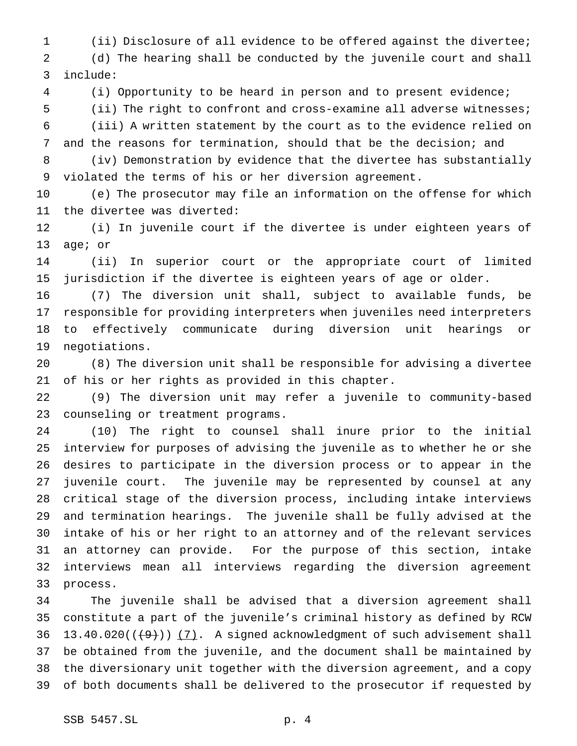(ii) Disclosure of all evidence to be offered against the divertee;

(d) The hearing shall be conducted by the juvenile court and shall include:

(i) Opportunity to be heard in person and to present evidence;

(ii) The right to confront and cross-examine all adverse witnesses;

(iii) A written statement by the court as to the evidence relied on and the reasons for termination, should that be the decision; and

(iv) Demonstration by evidence that the divertee has substantially violated the terms of his or her diversion agreement.

(e) The prosecutor may file an information on the offense for which the divertee was diverted:

(i) In juvenile court if the divertee is under eighteen years of age; or

(ii) In superior court or the appropriate court of limited jurisdiction if the divertee is eighteen years of age or older.

(7) The diversion unit shall, subject to available funds, be responsible for providing interpreters when juveniles need interpreters to effectively communicate during diversion unit hearings or negotiations.

(8) The diversion unit shall be responsible for advising a divertee of his or her rights as provided in this chapter.

(9) The diversion unit may refer a juvenile to community-based counseling or treatment programs.

(10) The right to counsel shall inure prior to the initial interview for purposes of advising the juvenile as to whether he or she desires to participate in the diversion process or to appear in the juvenile court. The juvenile may be represented by counsel at any critical stage of the diversion process, including intake interviews and termination hearings. The juvenile shall be fully advised at the intake of his or her right to an attorney and of the relevant services an attorney can provide. For the purpose of this section, intake interviews mean all interviews regarding the diversion agreement process.

The juvenile shall be advised that a diversion agreement shall constitute a part of the juvenile's criminal history as defined by RCW 13.40.020((~~(9)~~)) <u>(7)</u>. A signed acknowledgment of such advisement shall be obtained from the juvenile, and the document shall be maintained by the diversionary unit together with the diversion agreement, and a copy of both documents shall be delivered to the prosecutor if requested by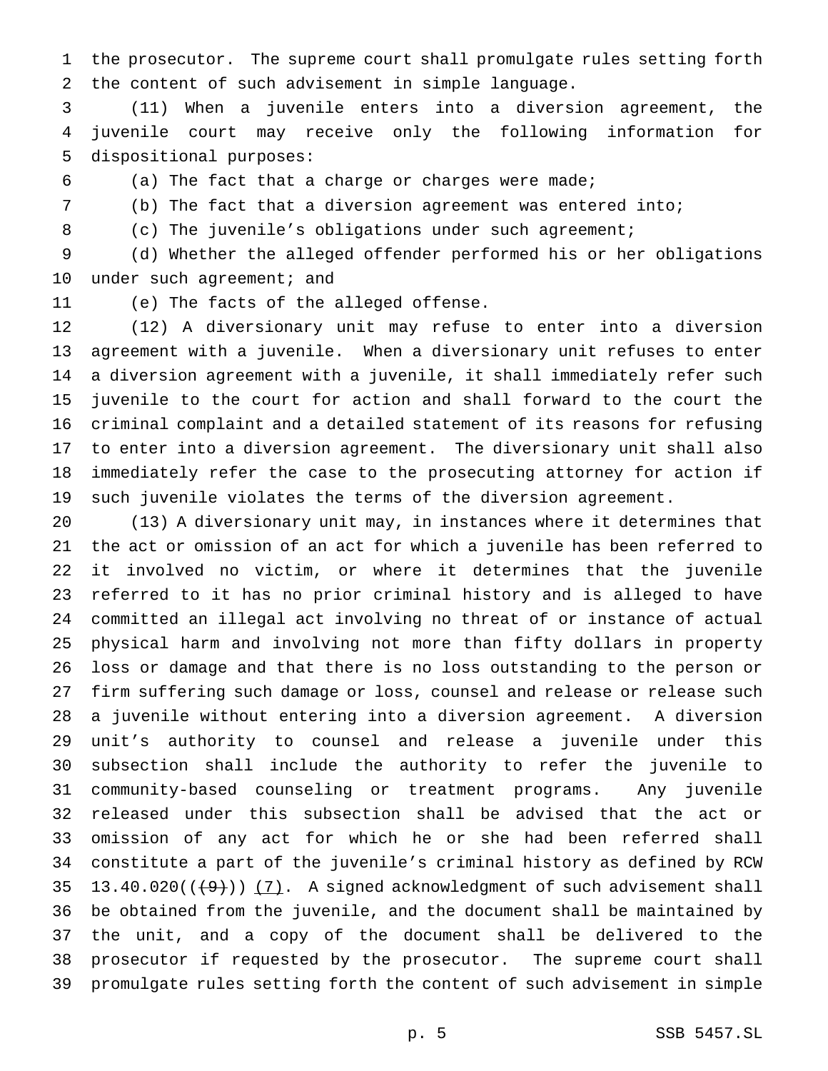the prosecutor. The supreme court shall promulgate rules setting forth the content of such advisement in simple language.

(11) When a juvenile enters into a diversion agreement, the juvenile court may receive only the following information for dispositional purposes:

(a) The fact that a charge or charges were made;

(b) The fact that a diversion agreement was entered into;

(c) The juvenile's obligations under such agreement;

(d) Whether the alleged offender performed his or her obligations under such agreement; and

(e) The facts of the alleged offense.

(12) A diversionary unit may refuse to enter into a diversion agreement with a juvenile. When a diversionary unit refuses to enter a diversion agreement with a juvenile, it shall immediately refer such juvenile to the court for action and shall forward to the court the criminal complaint and a detailed statement of its reasons for refusing to enter into a diversion agreement. The diversionary unit shall also immediately refer the case to the prosecuting attorney for action if such juvenile violates the terms of the diversion agreement.

(13) A diversionary unit may, in instances where it determines that the act or omission of an act for which a juvenile has been referred to it involved no victim, or where it determines that the juvenile referred to it has no prior criminal history and is alleged to have committed an illegal act involving no threat of or instance of actual physical harm and involving not more than fifty dollars in property loss or damage and that there is no loss outstanding to the person or firm suffering such damage or loss, counsel and release or release such a juvenile without entering into a diversion agreement. A diversion unit's authority to counsel and release a juvenile under this subsection shall include the authority to refer the juvenile to community-based counseling or treatment programs. Any juvenile released under this subsection shall be advised that the act or omission of any act for which he or she had been referred shall constitute a part of the juvenile's criminal history as defined by RCW 13.40.020((~~(9)~~)) (7). A signed acknowledgment of such advisement shall be obtained from the juvenile, and the document shall be maintained by the unit, and a copy of the document shall be delivered to the prosecutor if requested by the prosecutor. The supreme court shall promulgate rules setting forth the content of such advisement in simple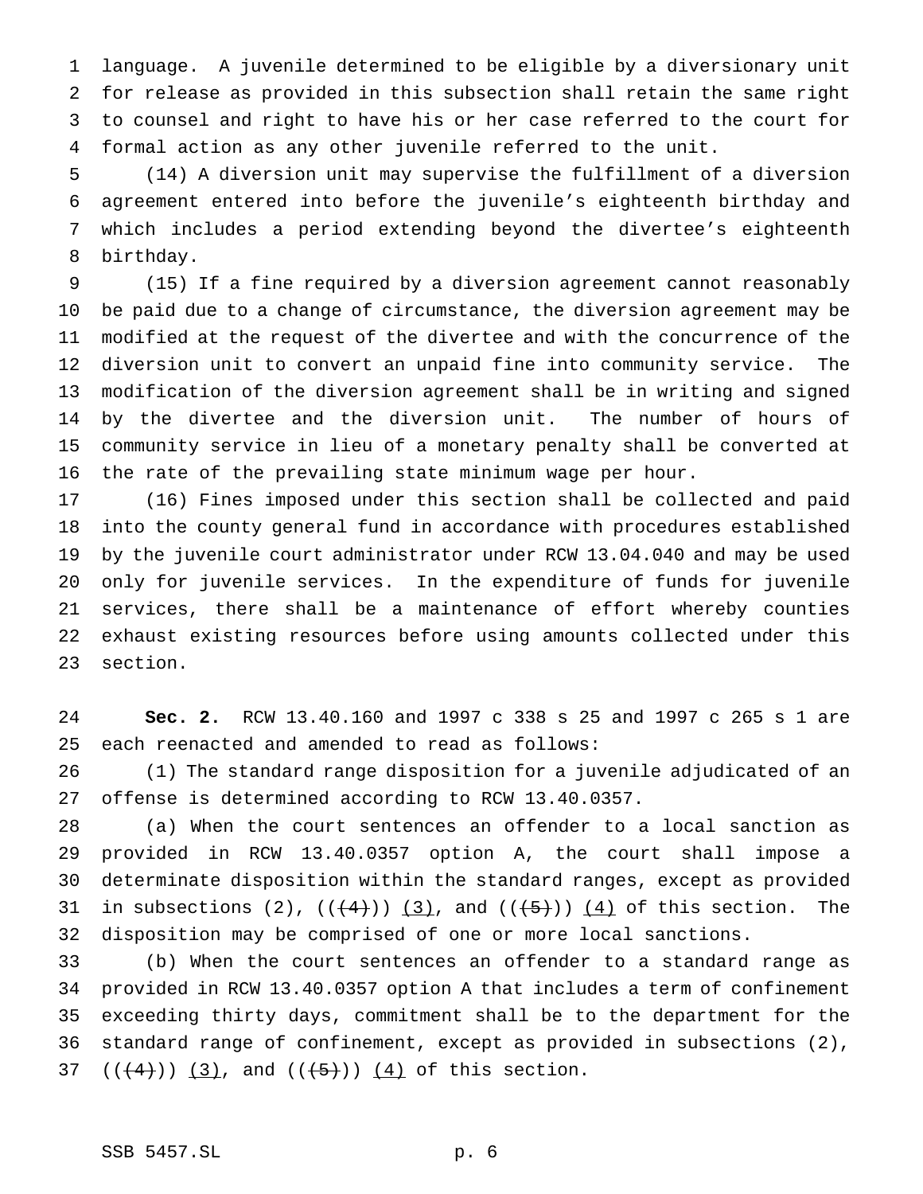language. A juvenile determined to be eligible by a diversionary unit for release as provided in this subsection shall retain the same right to counsel and right to have his or her case referred to the court for formal action as any other juvenile referred to the unit.

(14) A diversion unit may supervise the fulfillment of a diversion agreement entered into before the juvenile's eighteenth birthday and which includes a period extending beyond the divertee's eighteenth birthday.

(15) If a fine required by a diversion agreement cannot reasonably be paid due to a change of circumstance, the diversion agreement may be modified at the request of the divertee and with the concurrence of the diversion unit to convert an unpaid fine into community service. The modification of the diversion agreement shall be in writing and signed by the divertee and the diversion unit. The number of hours of community service in lieu of a monetary penalty shall be converted at the rate of the prevailing state minimum wage per hour.

(16) Fines imposed under this section shall be collected and paid into the county general fund in accordance with procedures established by the juvenile court administrator under RCW 13.04.040 and may be used only for juvenile services. In the expenditure of funds for juvenile services, there shall be a maintenance of effort whereby counties exhaust existing resources before using amounts collected under this section.

**Sec. 2.** RCW 13.40.160 and 1997 c 338 s 25 and 1997 c 265 s 1 are each reenacted and amended to read as follows:

(1) The standard range disposition for a juvenile adjudicated of an offense is determined according to RCW 13.40.0357.

(a) When the court sentences an offender to a local sanction as provided in RCW 13.40.0357 option A, the court shall impose a determinate disposition within the standard ranges, except as provided in subsections (2), ((~~(4)~~)) <u>(3)</u>, and ((~~(5)~~)) <u>(4)</u> of this section. The disposition may be comprised of one or more local sanctions.

(b) When the court sentences an offender to a standard range as provided in RCW 13.40.0357 option A that includes a term of confinement exceeding thirty days, commitment shall be to the department for the standard range of confinement, except as provided in subsections (2), ((~~(4)~~)) <u>(3)</u>, and ((~~(5)~~)) <u>(4)</u> of this section.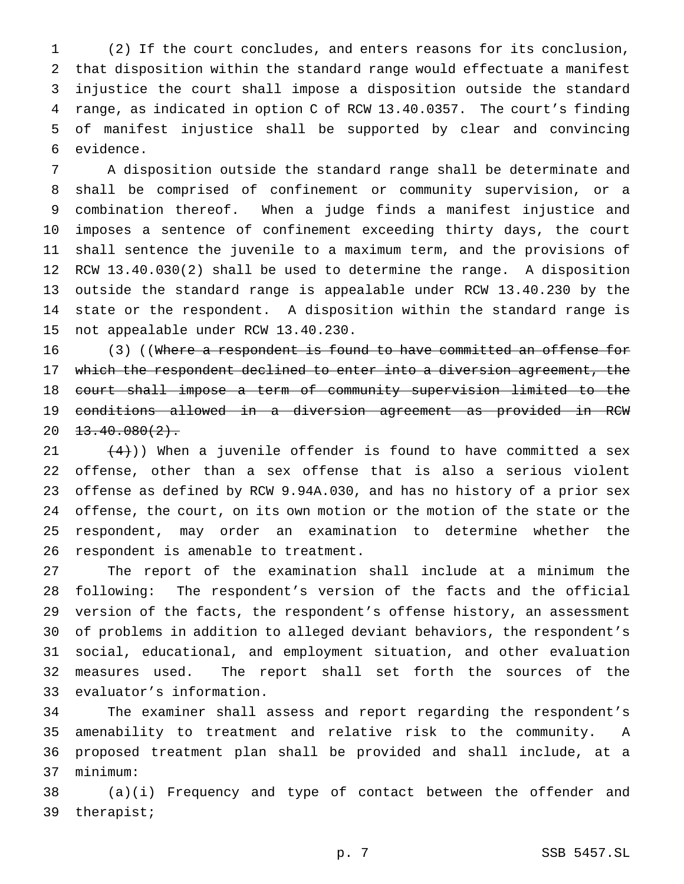(2) If the court concludes, and enters reasons for its conclusion, that disposition within the standard range would effectuate a manifest injustice the court shall impose a disposition outside the standard range, as indicated in option C of RCW 13.40.0357. The court's finding of manifest injustice shall be supported by clear and convincing evidence.

A disposition outside the standard range shall be determinate and shall be comprised of confinement or community supervision, or a combination thereof. When a judge finds a manifest injustice and imposes a sentence of confinement exceeding thirty days, the court shall sentence the juvenile to a maximum term, and the provisions of RCW 13.40.030(2) shall be used to determine the range. A disposition outside the standard range is appealable under RCW 13.40.230 by the state or the respondent. A disposition within the standard range is not appealable under RCW 13.40.230.

(3) ((~~Where a respondent is found to have committed an offense for which the respondent declined to enter into a diversion agreement, the court shall impose a term of community supervision limited to the conditions allowed in a diversion agreement as provided in RCW 13.40.080(2).~~

~~(4)~~)) When a juvenile offender is found to have committed a sex offense, other than a sex offense that is also a serious violent offense as defined by RCW 9.94A.030, and has no history of a prior sex offense, the court, on its own motion or the motion of the state or the respondent, may order an examination to determine whether the respondent is amenable to treatment.

The report of the examination shall include at a minimum the following: The respondent's version of the facts and the official version of the facts, the respondent's offense history, an assessment of problems in addition to alleged deviant behaviors, the respondent's social, educational, and employment situation, and other evaluation measures used. The report shall set forth the sources of the evaluator's information.

The examiner shall assess and report regarding the respondent's amenability to treatment and relative risk to the community. A proposed treatment plan shall be provided and shall include, at a minimum:

(a)(i) Frequency and type of contact between the offender and therapist;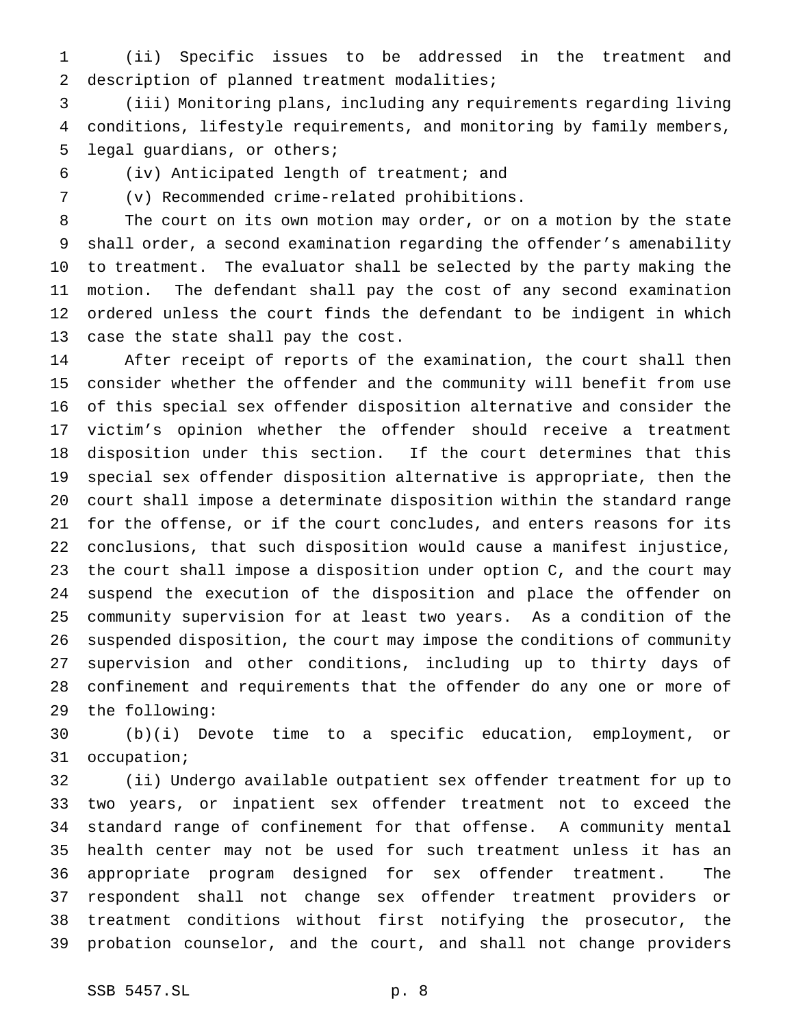(ii) Specific issues to be addressed in the treatment and description of planned treatment modalities;

(iii) Monitoring plans, including any requirements regarding living conditions, lifestyle requirements, and monitoring by family members, legal guardians, or others;

(iv) Anticipated length of treatment; and

(v) Recommended crime-related prohibitions.

The court on its own motion may order, or on a motion by the state shall order, a second examination regarding the offender's amenability to treatment. The evaluator shall be selected by the party making the motion. The defendant shall pay the cost of any second examination ordered unless the court finds the defendant to be indigent in which case the state shall pay the cost.

After receipt of reports of the examination, the court shall then consider whether the offender and the community will benefit from use of this special sex offender disposition alternative and consider the victim's opinion whether the offender should receive a treatment disposition under this section. If the court determines that this special sex offender disposition alternative is appropriate, then the court shall impose a determinate disposition within the standard range for the offense, or if the court concludes, and enters reasons for its conclusions, that such disposition would cause a manifest injustice, the court shall impose a disposition under option C, and the court may suspend the execution of the disposition and place the offender on community supervision for at least two years. As a condition of the suspended disposition, the court may impose the conditions of community supervision and other conditions, including up to thirty days of confinement and requirements that the offender do any one or more of the following:

(b)(i) Devote time to a specific education, employment, or occupation;

(ii) Undergo available outpatient sex offender treatment for up to two years, or inpatient sex offender treatment not to exceed the standard range of confinement for that offense. A community mental health center may not be used for such treatment unless it has an appropriate program designed for sex offender treatment. The respondent shall not change sex offender treatment providers or treatment conditions without first notifying the prosecutor, the probation counselor, and the court, and shall not change providers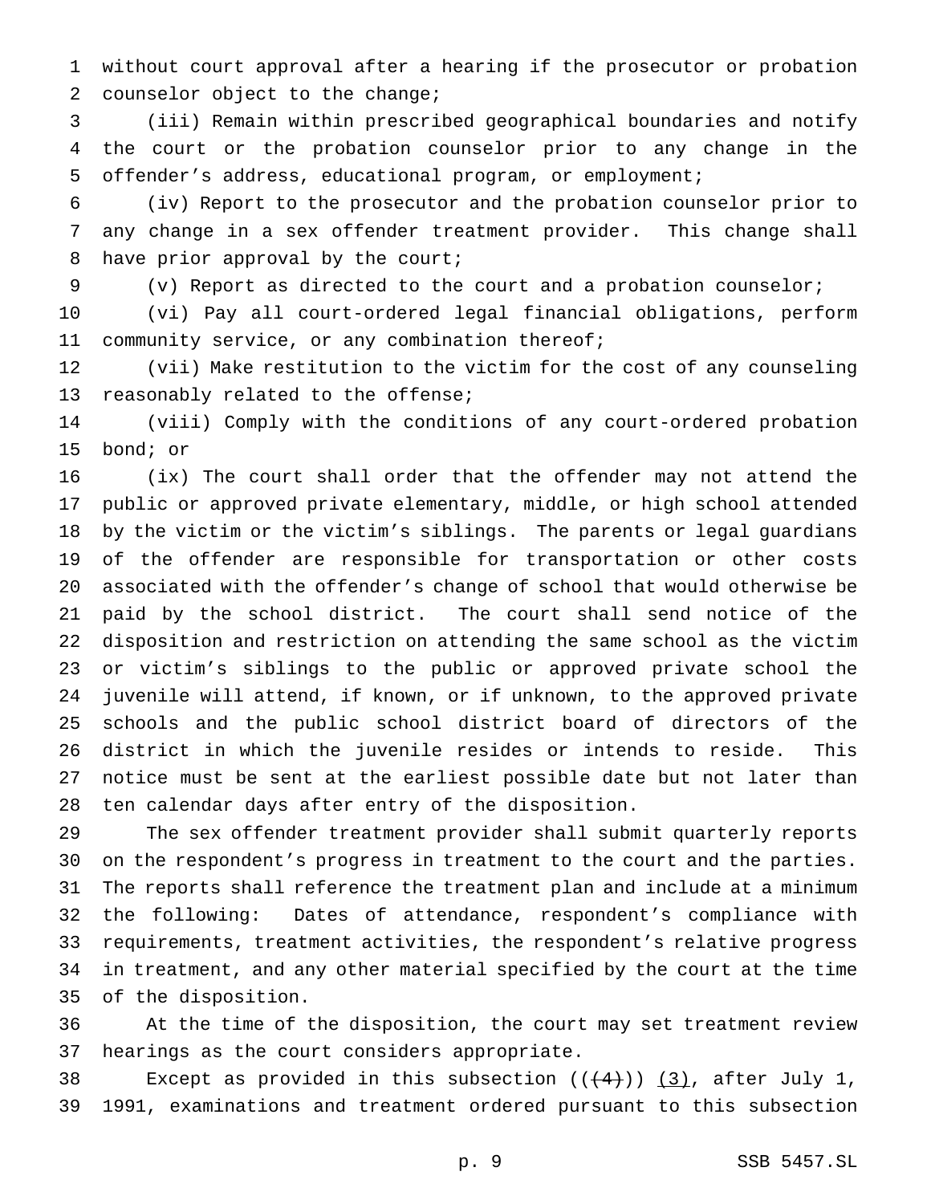without court approval after a hearing if the prosecutor or probation counselor object to the change;

(iii) Remain within prescribed geographical boundaries and notify the court or the probation counselor prior to any change in the offender's address, educational program, or employment;

(iv) Report to the prosecutor and the probation counselor prior to any change in a sex offender treatment provider. This change shall have prior approval by the court;

(v) Report as directed to the court and a probation counselor;

(vi) Pay all court-ordered legal financial obligations, perform community service, or any combination thereof;

(vii) Make restitution to the victim for the cost of any counseling reasonably related to the offense;

(viii) Comply with the conditions of any court-ordered probation bond; or

(ix) The court shall order that the offender may not attend the public or approved private elementary, middle, or high school attended by the victim or the victim's siblings. The parents or legal guardians of the offender are responsible for transportation or other costs associated with the offender's change of school that would otherwise be paid by the school district. The court shall send notice of the disposition and restriction on attending the same school as the victim or victim's siblings to the public or approved private school the juvenile will attend, if known, or if unknown, to the approved private schools and the public school district board of directors of the district in which the juvenile resides or intends to reside. This notice must be sent at the earliest possible date but not later than ten calendar days after entry of the disposition.

The sex offender treatment provider shall submit quarterly reports on the respondent's progress in treatment to the court and the parties. The reports shall reference the treatment plan and include at a minimum the following: Dates of attendance, respondent's compliance with requirements, treatment activities, the respondent's relative progress in treatment, and any other material specified by the court at the time of the disposition.

At the time of the disposition, the court may set treatment review hearings as the court considers appropriate.

Except as provided in this subsection ((~~(4)~~)) <u>(3)</u>, after July 1, 1991, examinations and treatment ordered pursuant to this subsection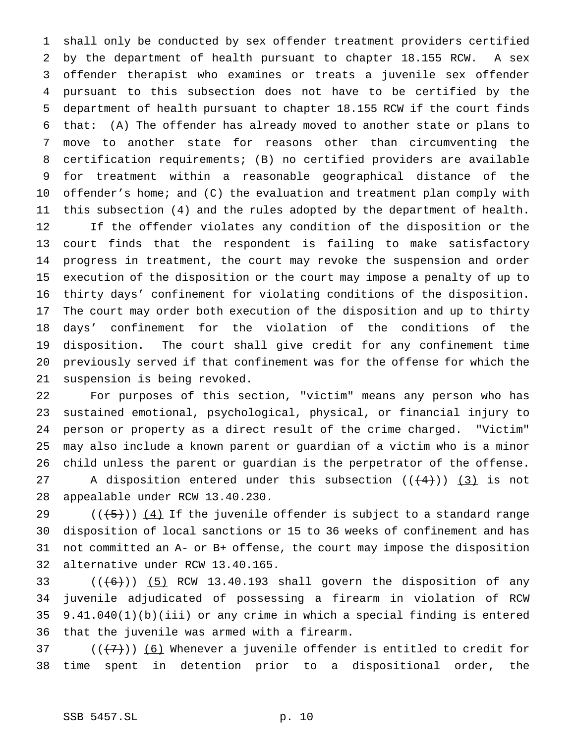shall only be conducted by sex offender treatment providers certified by the department of health pursuant to chapter 18.155 RCW. A sex offender therapist who examines or treats a juvenile sex offender pursuant to this subsection does not have to be certified by the department of health pursuant to chapter 18.155 RCW if the court finds that: (A) The offender has already moved to another state or plans to move to another state for reasons other than circumventing the certification requirements; (B) no certified providers are available for treatment within a reasonable geographical distance of the offender's home; and (C) the evaluation and treatment plan comply with this subsection (4) and the rules adopted by the department of health.

If the offender violates any condition of the disposition or the court finds that the respondent is failing to make satisfactory progress in treatment, the court may revoke the suspension and order execution of the disposition or the court may impose a penalty of up to thirty days' confinement for violating conditions of the disposition. The court may order both execution of the disposition and up to thirty days' confinement for the violation of the conditions of the disposition. The court shall give credit for any confinement time previously served if that confinement was for the offense for which the suspension is being revoked.

For purposes of this section, "victim" means any person who has sustained emotional, psychological, physical, or financial injury to person or property as a direct result of the crime charged. "Victim" may also include a known parent or guardian of a victim who is a minor child unless the parent or guardian is the perpetrator of the offense.

A disposition entered under this subsection ((~~(4)~~)) (3) is not appealable under RCW 13.40.230.

((~~(5)~~)) (4) If the juvenile offender is subject to a standard range disposition of local sanctions or 15 to 36 weeks of confinement and has not committed an A- or B+ offense, the court may impose the disposition alternative under RCW 13.40.165.

((~~(6)~~)) (5) RCW 13.40.193 shall govern the disposition of any juvenile adjudicated of possessing a firearm in violation of RCW 9.41.040(1)(b)(iii) or any crime in which a special finding is entered that the juvenile was armed with a firearm.

((~~(7)~~)) (6) Whenever a juvenile offender is entitled to credit for time spent in detention prior to a dispositional order, the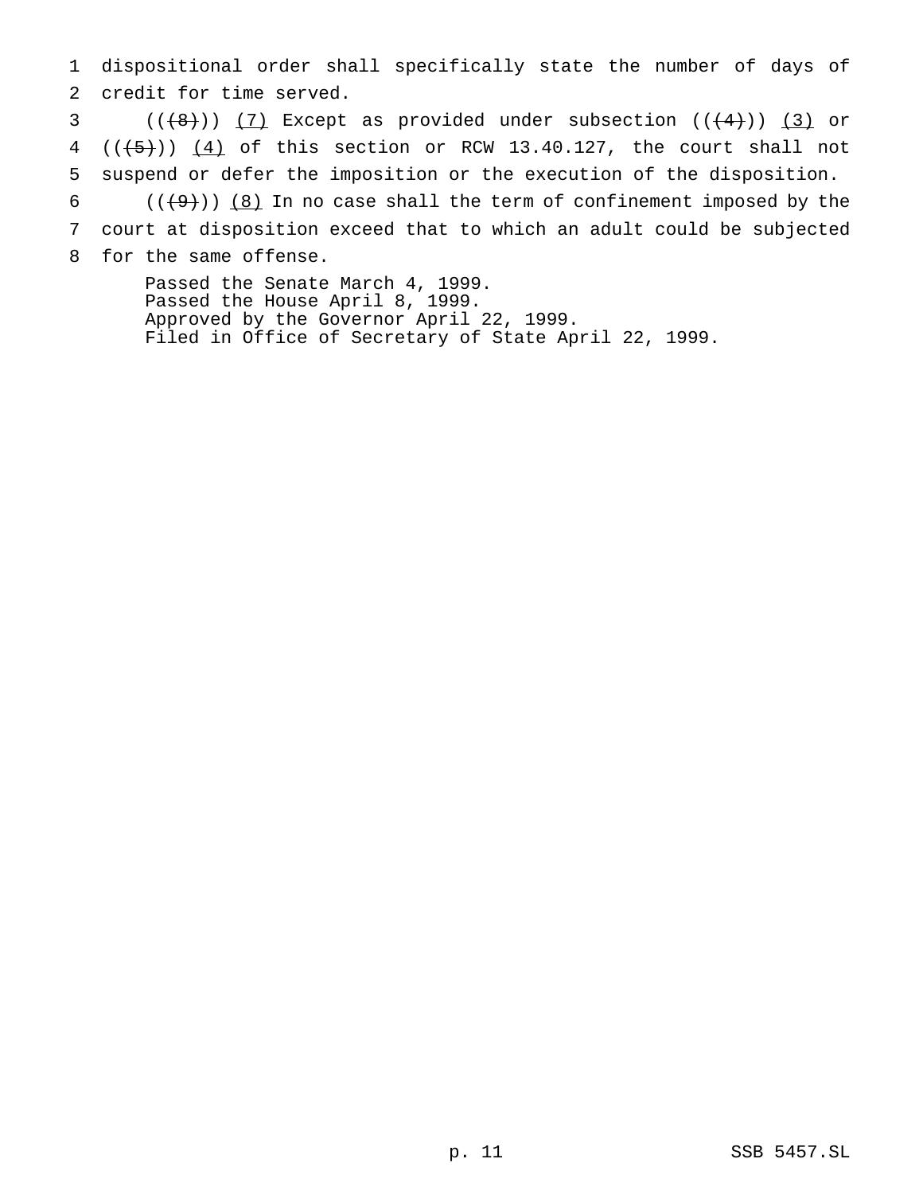dispositional order shall specifically state the number of days of credit for time served.

(((8))) (7) Except as provided under subsection (((4))) (3) or (((5))) (4) of this section or RCW 13.40.127, the court shall not suspend or defer the imposition or the execution of the disposition.

(((9))) (8) In no case shall the term of confinement imposed by the court at disposition exceed that to which an adult could be subjected for the same offense.

Passed the Senate March 4, 1999.
Passed the House April 8, 1999.
Approved by the Governor April 22, 1999.
Filed in Office of Secretary of State April 22, 1999.